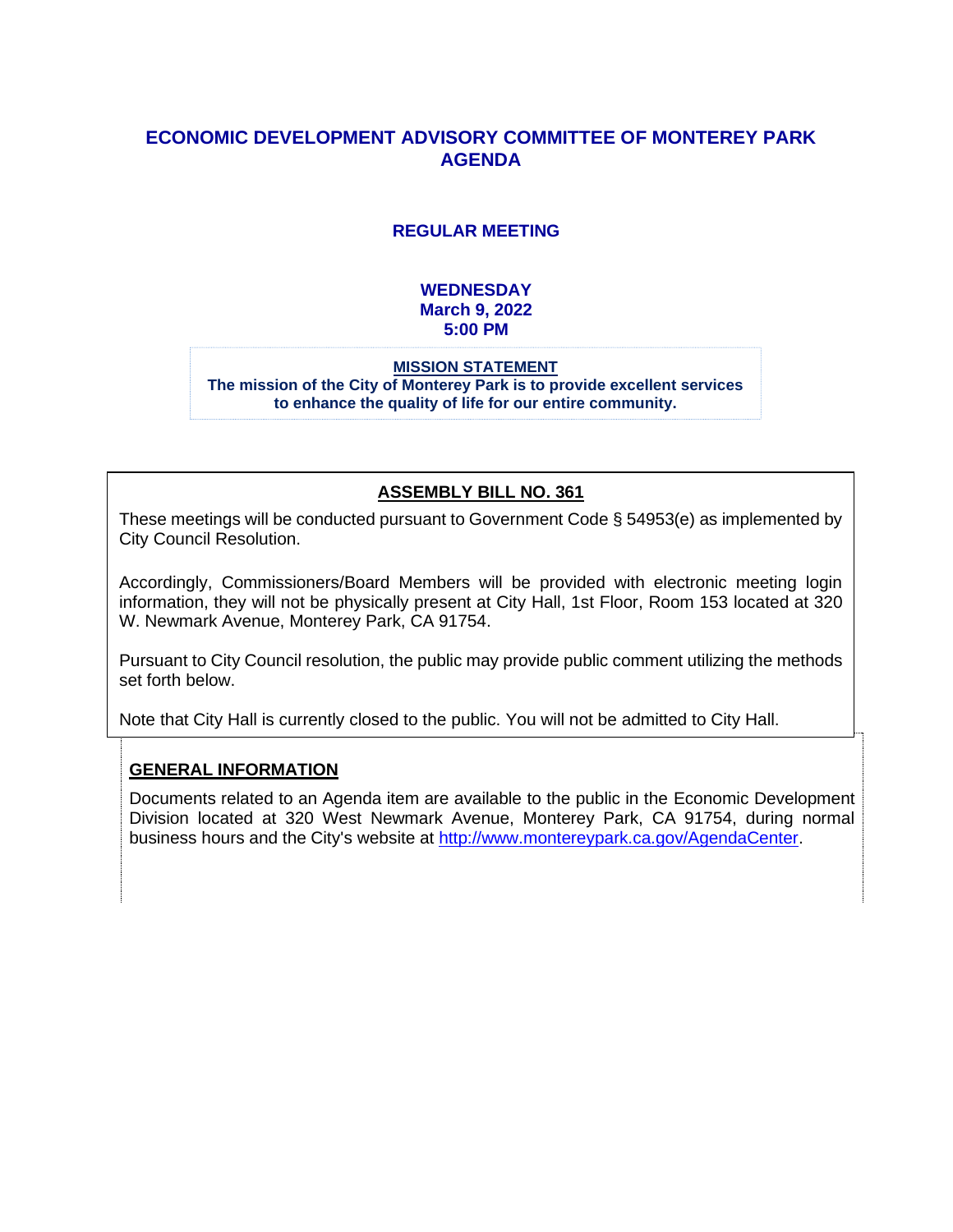# ECONOMIC DEVELOPMENT ADVISORY COMMITTEE OF MONTEREY PARK AGENDA

## REGULAR MEETING

**WEDNESDAY**
**March 9, 2022**
**5:00 PM**

**MISSION STATEMENT**
**The mission of the City of Monterey Park is to provide excellent services to enhance the quality of life for our entire community.**

## ASSEMBLY BILL NO. 361

These meetings will be conducted pursuant to Government Code § 54953(e) as implemented by City Council Resolution.

Accordingly, Commissioners/Board Members will be provided with electronic meeting login information, they will not be physically present at City Hall, 1st Floor, Room 153 located at 320 W. Newmark Avenue, Monterey Park, CA 91754.

Pursuant to City Council resolution, the public may provide public comment utilizing the methods set forth below.

Note that City Hall is currently closed to the public. You will not be admitted to City Hall.

## GENERAL INFORMATION

Documents related to an Agenda item are available to the public in the Economic Development Division located at 320 West Newmark Avenue, Monterey Park, CA 91754, during normal business hours and the City's website at http://www.montereypark.ca.gov/AgendaCenter.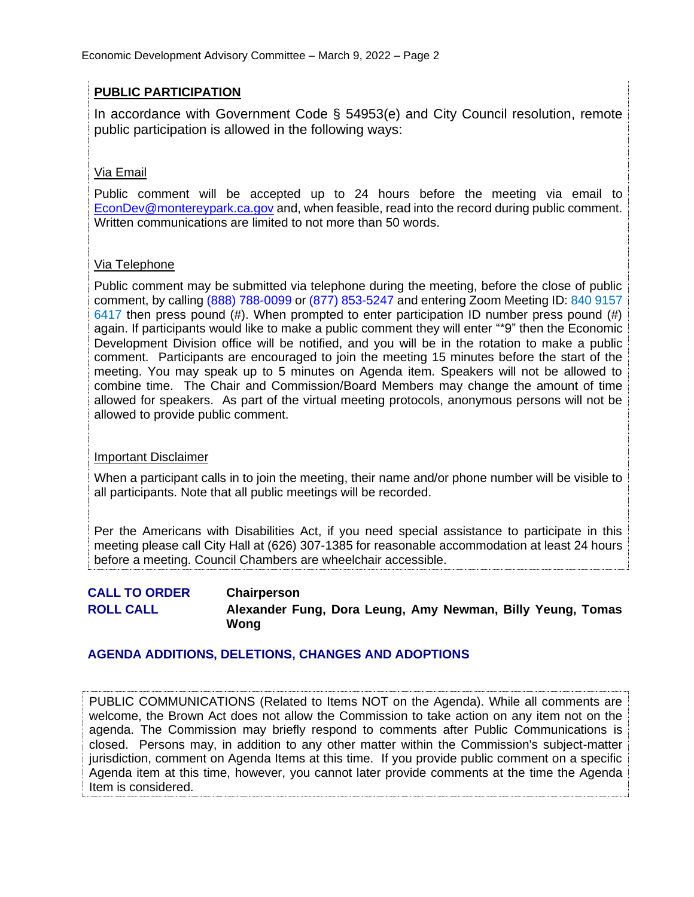## PUBLIC PARTICIPATION

In accordance with Government Code § 54953(e) and City Council resolution, remote public participation is allowed in the following ways:

Via Email

Public comment will be accepted up to 24 hours before the meeting via email to EconDev@montereypark.ca.gov and, when feasible, read into the record during public comment. Written communications are limited to not more than 50 words.

Via Telephone

Public comment may be submitted via telephone during the meeting, before the close of public comment, by calling (888) 788-0099 or (877) 853-5247 and entering Zoom Meeting ID: 840 9157 6417 then press pound (#). When prompted to enter participation ID number press pound (#) again. If participants would like to make a public comment they will enter "*9" then the Economic Development Division office will be notified, and you will be in the rotation to make a public comment. Participants are encouraged to join the meeting 15 minutes before the start of the meeting. You may speak up to 5 minutes on Agenda item. Speakers will not be allowed to combine time. The Chair and Commission/Board Members may change the amount of time allowed for speakers. As part of the virtual meeting protocols, anonymous persons will not be allowed to provide public comment.

Important Disclaimer

When a participant calls in to join the meeting, their name and/or phone number will be visible to all participants. Note that all public meetings will be recorded.

Per the Americans with Disabilities Act, if you need special assistance to participate in this meeting please call City Hall at (626) 307-1385 for reasonable accommodation at least 24 hours before a meeting. Council Chambers are wheelchair accessible.

**CALL TO ORDER** **Chairperson**

**ROLL CALL** **Alexander Fung, Dora Leung, Amy Newman, Billy Yeung, Tomas Wong**

## AGENDA ADDITIONS, DELETIONS, CHANGES AND ADOPTIONS

PUBLIC COMMUNICATIONS (Related to Items NOT on the Agenda). While all comments are welcome, the Brown Act does not allow the Commission to take action on any item not on the agenda. The Commission may briefly respond to comments after Public Communications is closed. Persons may, in addition to any other matter within the Commission's subject-matter jurisdiction, comment on Agenda Items at this time. If you provide public comment on a specific Agenda item at this time, however, you cannot later provide comments at the time the Agenda Item is considered.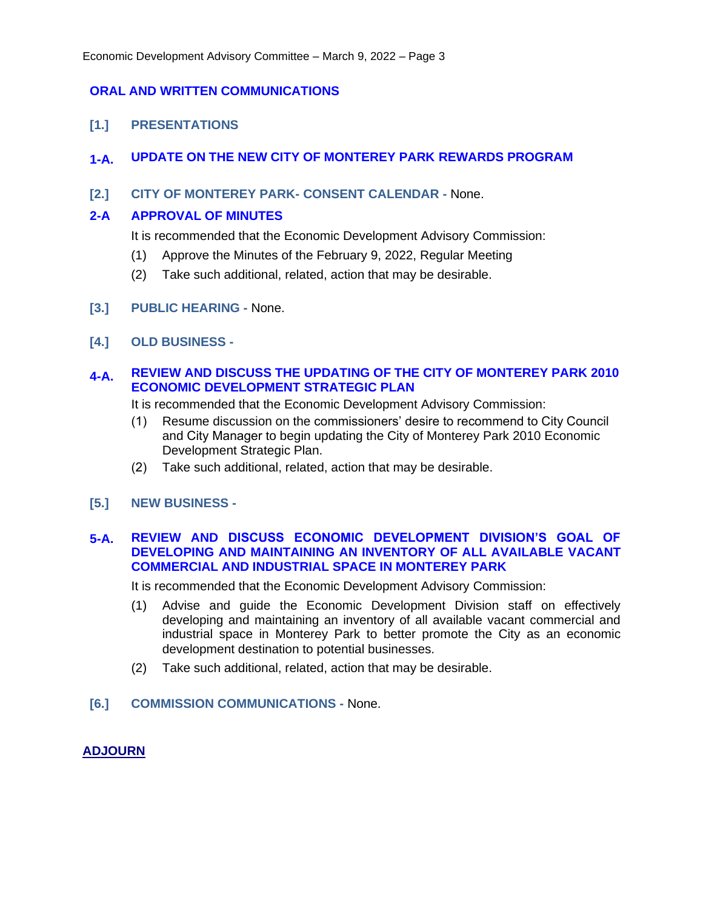## ORAL AND WRITTEN COMMUNICATIONS

### [1.] PRESENTATIONS

### 1-A. UPDATE ON THE NEW CITY OF MONTEREY PARK REWARDS PROGRAM

### [2.] CITY OF MONTEREY PARK- CONSENT CALENDAR - None.

### 2-A APPROVAL OF MINUTES

It is recommended that the Economic Development Advisory Commission:

(1) Approve the Minutes of the February 9, 2022, Regular Meeting

(2) Take such additional, related, action that may be desirable.

### [3.] PUBLIC HEARING - None.

### [4.] OLD BUSINESS -

### 4-A. REVIEW AND DISCUSS THE UPDATING OF THE CITY OF MONTEREY PARK 2010 ECONOMIC DEVELOPMENT STRATEGIC PLAN

It is recommended that the Economic Development Advisory Commission:

(1) Resume discussion on the commissioners' desire to recommend to City Council and City Manager to begin updating the City of Monterey Park 2010 Economic Development Strategic Plan.

(2) Take such additional, related, action that may be desirable.

### [5.] NEW BUSINESS -

### 5-A. REVIEW AND DISCUSS ECONOMIC DEVELOPMENT DIVISION'S GOAL OF DEVELOPING AND MAINTAINING AN INVENTORY OF ALL AVAILABLE VACANT COMMERCIAL AND INDUSTRIAL SPACE IN MONTEREY PARK

It is recommended that the Economic Development Advisory Commission:

(1) Advise and guide the Economic Development Division staff on effectively developing and maintaining an inventory of all available vacant commercial and industrial space in Monterey Park to better promote the City as an economic development destination to potential businesses.

(2) Take such additional, related, action that may be desirable.

### [6.] COMMISSION COMMUNICATIONS - None.

## ADJOURN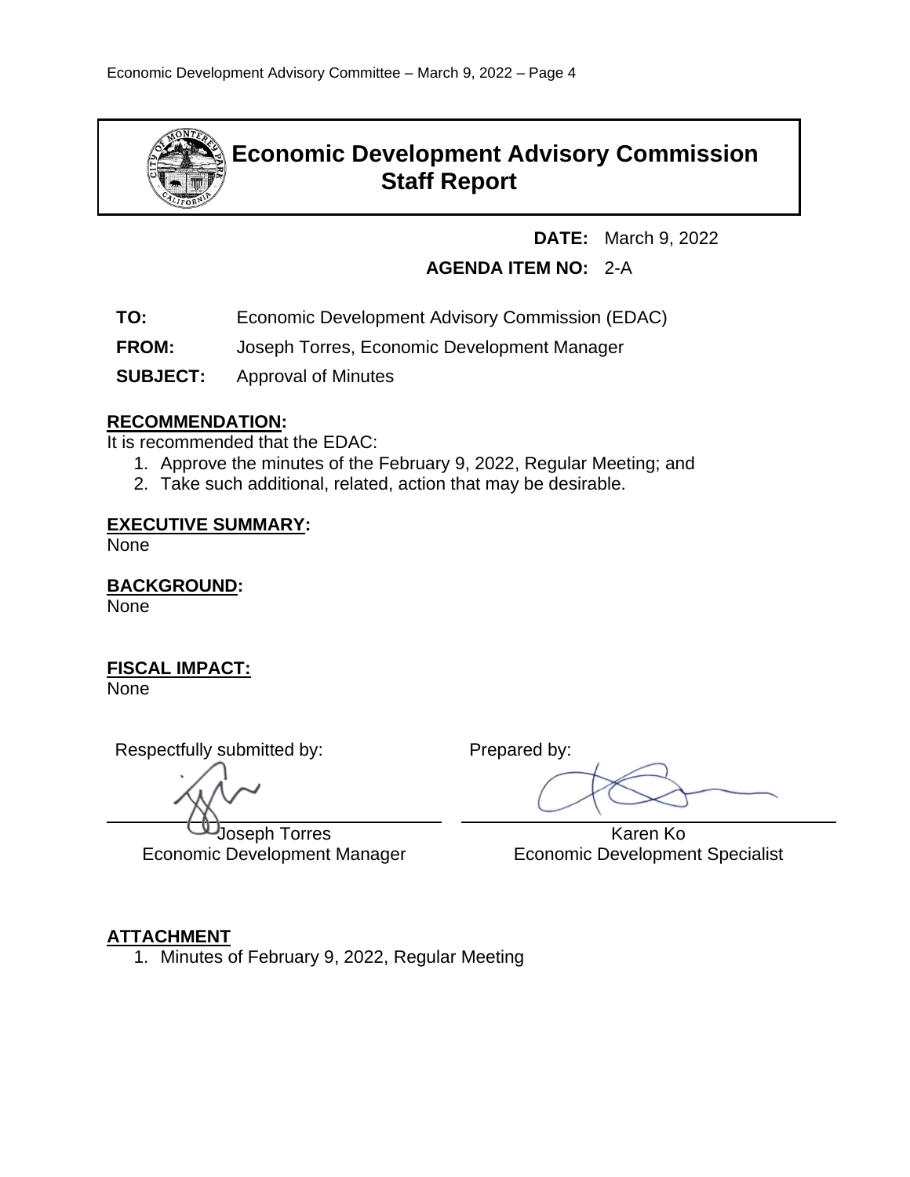# Economic Development Advisory Commission Staff Report

**DATE:** March 9, 2022

**AGENDA ITEM NO:** 2-A

**TO:** Economic Development Advisory Commission (EDAC)

**FROM:** Joseph Torres, Economic Development Manager

**SUBJECT:** Approval of Minutes

## RECOMMENDATION:

It is recommended that the EDAC:

1. Approve the minutes of the February 9, 2022, Regular Meeting; and
2. Take such additional, related, action that may be desirable.

## EXECUTIVE SUMMARY:

None

## BACKGROUND:

None

## FISCAL IMPACT:

None

Respectfully submitted by:

Joseph Torres
Economic Development Manager

Prepared by:

Karen Ko
Economic Development Specialist

## ATTACHMENT

1. Minutes of February 9, 2022, Regular Meeting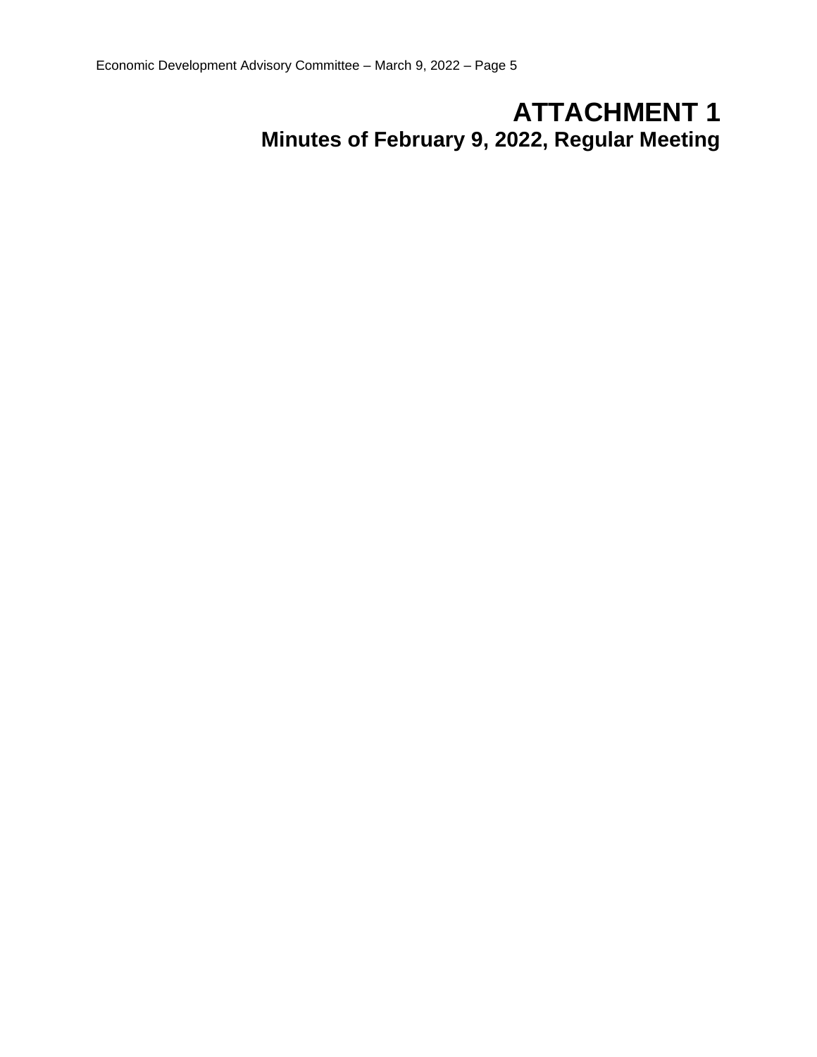# ATTACHMENT 1

## Minutes of February 9, 2022, Regular Meeting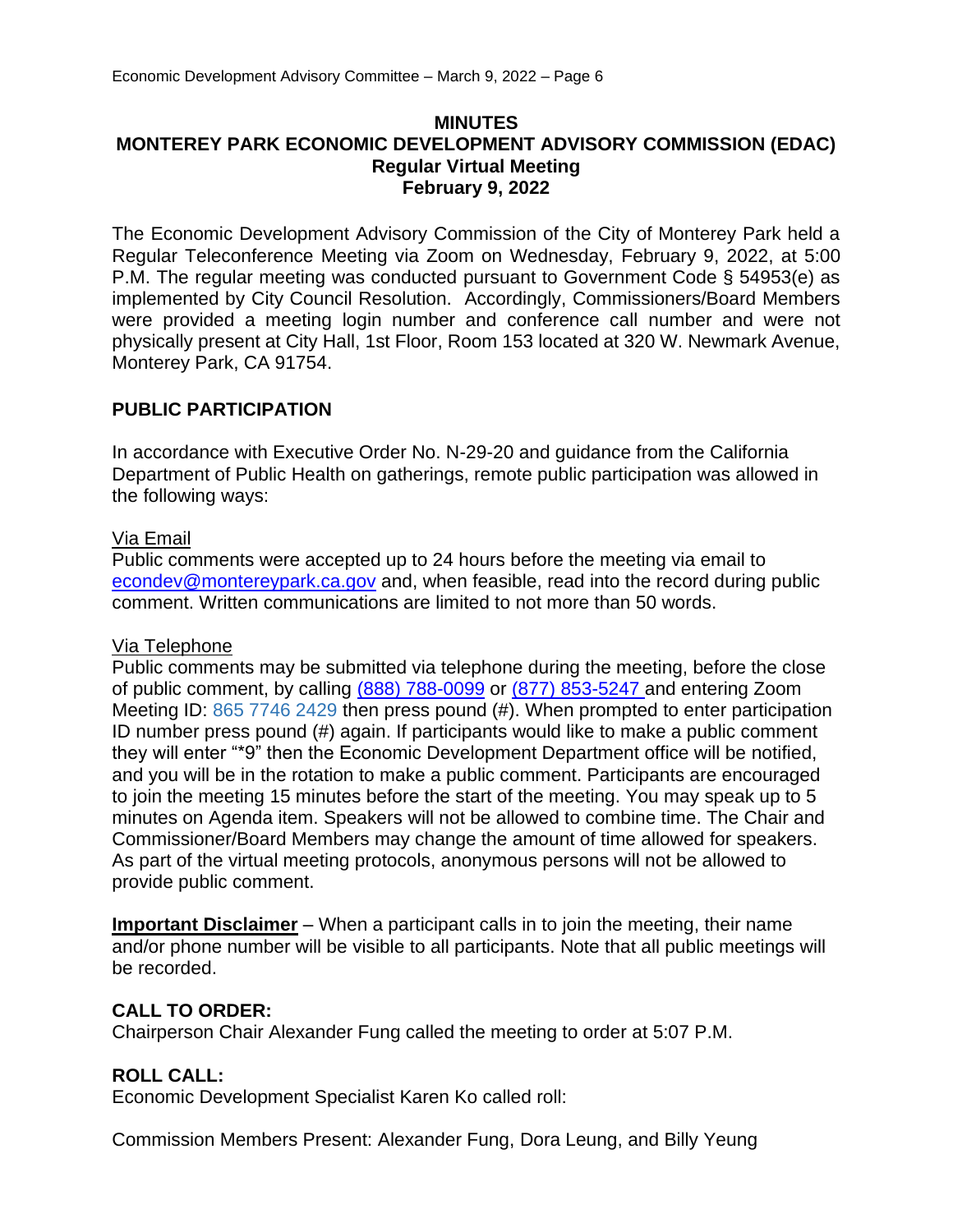**MINUTES**

**MONTEREY PARK ECONOMIC DEVELOPMENT ADVISORY COMMISSION (EDAC)**

**Regular Virtual Meeting**

**February 9, 2022**

The Economic Development Advisory Commission of the City of Monterey Park held a Regular Teleconference Meeting via Zoom on Wednesday, February 9, 2022, at 5:00 P.M. The regular meeting was conducted pursuant to Government Code § 54953(e) as implemented by City Council Resolution. Accordingly, Commissioners/Board Members were provided a meeting login number and conference call number and were not physically present at City Hall, 1st Floor, Room 153 located at 320 W. Newmark Avenue, Monterey Park, CA 91754.

## PUBLIC PARTICIPATION

In accordance with Executive Order No. N-29-20 and guidance from the California Department of Public Health on gatherings, remote public participation was allowed in the following ways:

Via Email

Public comments were accepted up to 24 hours before the meeting via email to econdev@montereypark.ca.gov and, when feasible, read into the record during public comment. Written communications are limited to not more than 50 words.

Via Telephone

Public comments may be submitted via telephone during the meeting, before the close of public comment, by calling (888) 788-0099 or (877) 853-5247 and entering Zoom Meeting ID: 865 7746 2429 then press pound (#). When prompted to enter participation ID number press pound (#) again. If participants would like to make a public comment they will enter "*9" then the Economic Development Department office will be notified, and you will be in the rotation to make a public comment. Participants are encouraged to join the meeting 15 minutes before the start of the meeting. You may speak up to 5 minutes on Agenda item. Speakers will not be allowed to combine time. The Chair and Commissioner/Board Members may change the amount of time allowed for speakers. As part of the virtual meeting protocols, anonymous persons will not be allowed to provide public comment.

**Important Disclaimer** – When a participant calls in to join the meeting, their name and/or phone number will be visible to all participants. Note that all public meetings will be recorded.

**CALL TO ORDER:**

Chairperson Chair Alexander Fung called the meeting to order at 5:07 P.M.

**ROLL CALL:**

Economic Development Specialist Karen Ko called roll:

Commission Members Present: Alexander Fung, Dora Leung, and Billy Yeung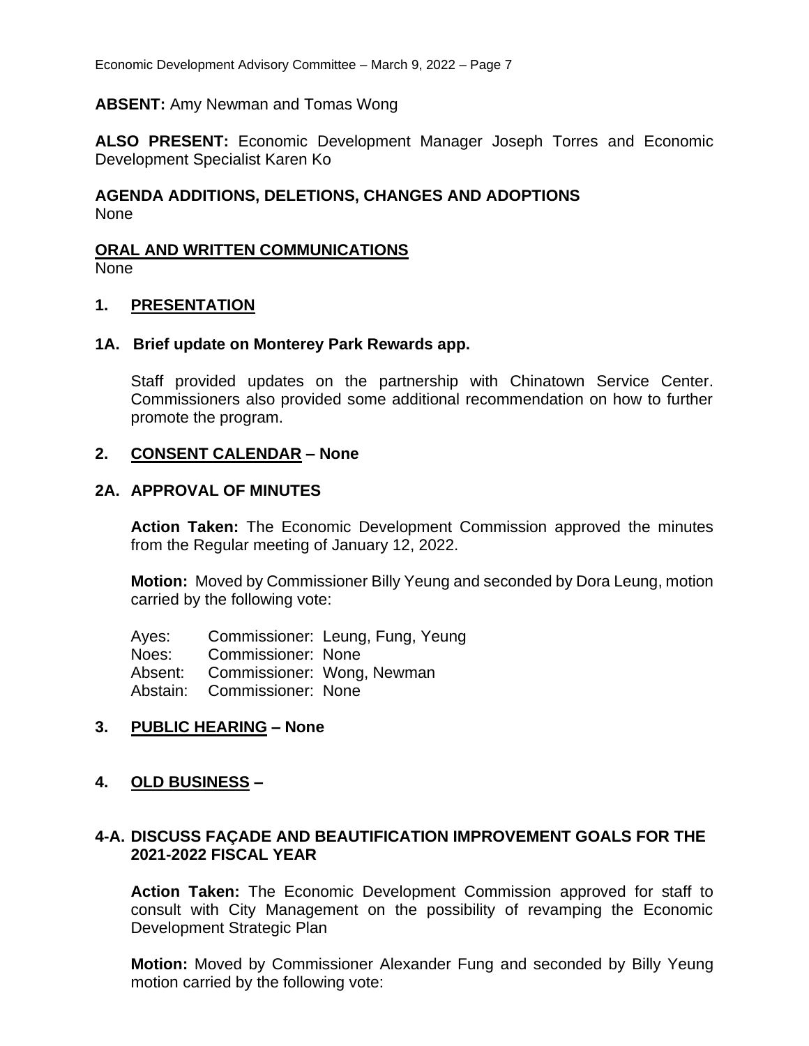**ABSENT:** Amy Newman and Tomas Wong

**ALSO PRESENT:** Economic Development Manager Joseph Torres and Economic Development Specialist Karen Ko

**AGENDA ADDITIONS, DELETIONS, CHANGES AND ADOPTIONS**
None

**ORAL AND WRITTEN COMMUNICATIONS**
None

## 1. PRESENTATION

### 1A. Brief update on Monterey Park Rewards app.

Staff provided updates on the partnership with Chinatown Service Center. Commissioners also provided some additional recommendation on how to further promote the program.

## 2. CONSENT CALENDAR – None

### 2A. APPROVAL OF MINUTES

**Action Taken:** The Economic Development Commission approved the minutes from the Regular meeting of January 12, 2022.

**Motion:** Moved by Commissioner Billy Yeung and seconded by Dora Leung, motion carried by the following vote:

Ayes: Commissioner: Leung, Fung, Yeung
Noes: Commissioner: None
Absent: Commissioner: Wong, Newman
Abstain: Commissioner: None

## 3. PUBLIC HEARING – None

## 4. OLD BUSINESS –

### 4-A. DISCUSS FAÇADE AND BEAUTIFICATION IMPROVEMENT GOALS FOR THE 2021-2022 FISCAL YEAR

**Action Taken:** The Economic Development Commission approved for staff to consult with City Management on the possibility of revamping the Economic Development Strategic Plan

**Motion:** Moved by Commissioner Alexander Fung and seconded by Billy Yeung motion carried by the following vote: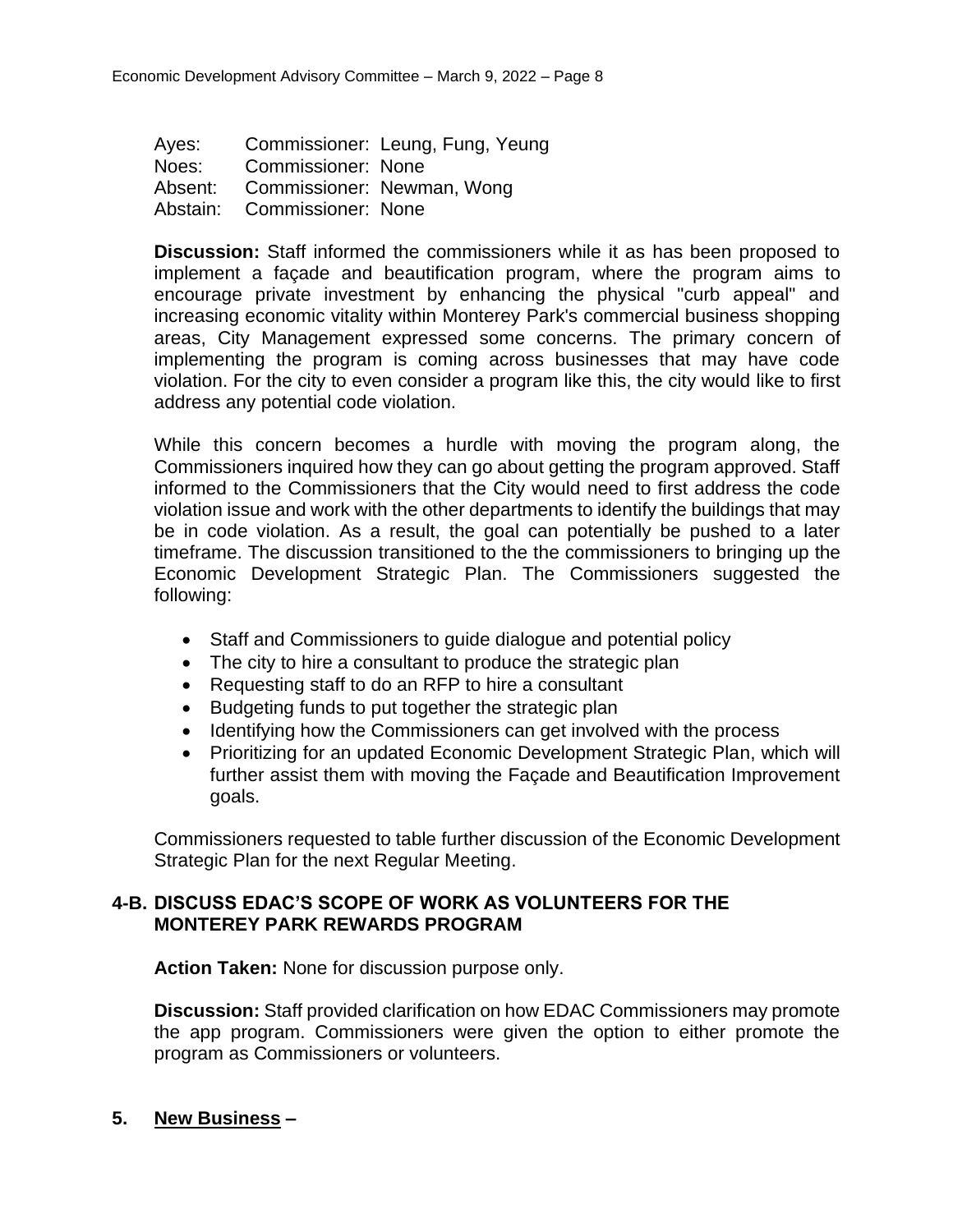Ayes: Commissioner: Leung, Fung, Yeung
Noes: Commissioner: None
Absent: Commissioner: Newman, Wong
Abstain: Commissioner: None

**Discussion:** Staff informed the commissioners while it as has been proposed to implement a façade and beautification program, where the program aims to encourage private investment by enhancing the physical "curb appeal" and increasing economic vitality within Monterey Park's commercial business shopping areas, City Management expressed some concerns. The primary concern of implementing the program is coming across businesses that may have code violation. For the city to even consider a program like this, the city would like to first address any potential code violation.

While this concern becomes a hurdle with moving the program along, the Commissioners inquired how they can go about getting the program approved. Staff informed to the Commissioners that the City would need to first address the code violation issue and work with the other departments to identify the buildings that may be in code violation. As a result, the goal can potentially be pushed to a later timeframe. The discussion transitioned to the the commissioners to bringing up the Economic Development Strategic Plan. The Commissioners suggested the following:

- Staff and Commissioners to guide dialogue and potential policy
- The city to hire a consultant to produce the strategic plan
- Requesting staff to do an RFP to hire a consultant
- Budgeting funds to put together the strategic plan
- Identifying how the Commissioners can get involved with the process
- Prioritizing for an updated Economic Development Strategic Plan, which will further assist them with moving the Façade and Beautification Improvement goals.

Commissioners requested to table further discussion of the Economic Development Strategic Plan for the next Regular Meeting.

### 4-B. DISCUSS EDAC'S SCOPE OF WORK AS VOLUNTEERS FOR THE MONTEREY PARK REWARDS PROGRAM

**Action Taken:** None for discussion purpose only.

**Discussion:** Staff provided clarification on how EDAC Commissioners may promote the app program. Commissioners were given the option to either promote the program as Commissioners or volunteers.

## 5. <u>New Business</u> –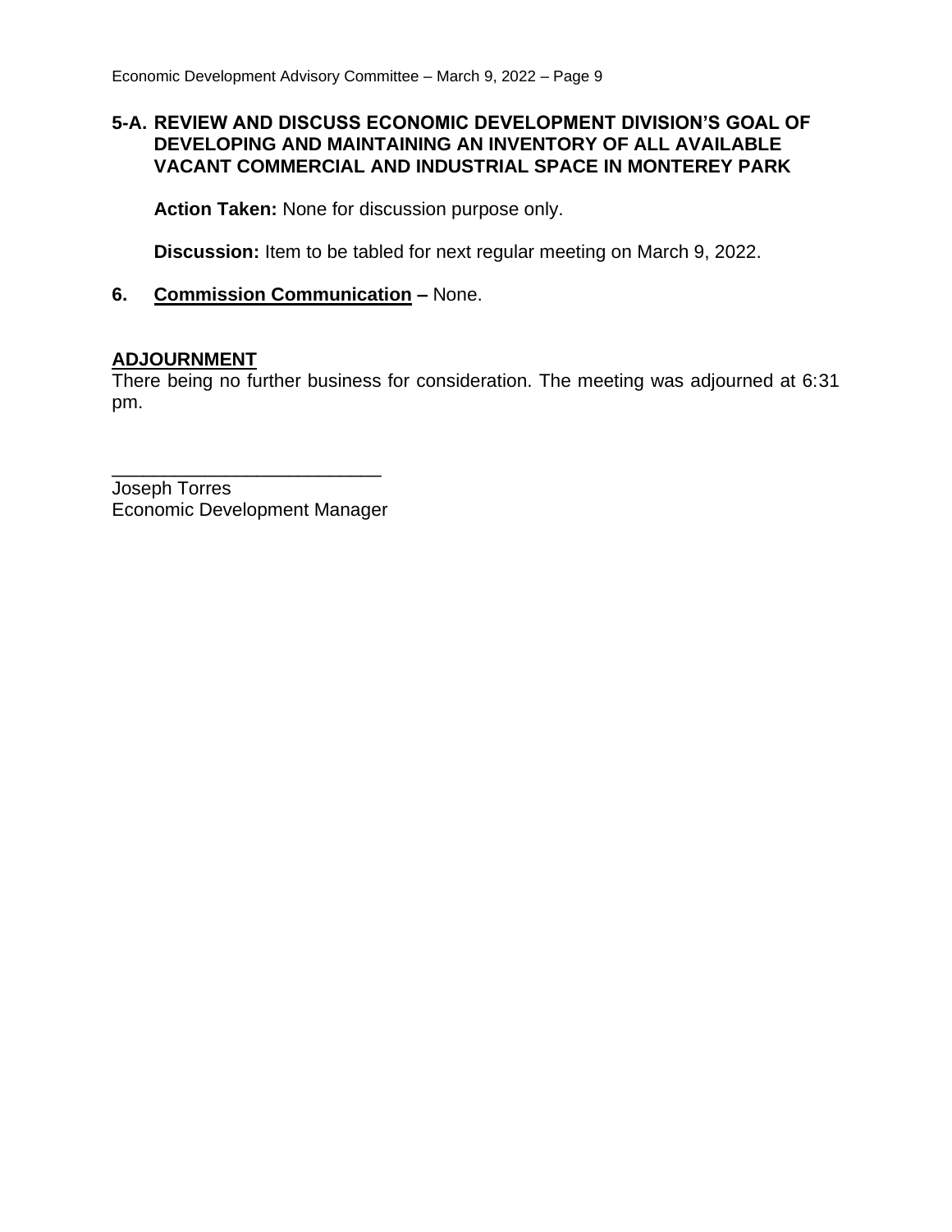### 5-A. REVIEW AND DISCUSS ECONOMIC DEVELOPMENT DIVISION'S GOAL OF DEVELOPING AND MAINTAINING AN INVENTORY OF ALL AVAILABLE VACANT COMMERCIAL AND INDUSTRIAL SPACE IN MONTEREY PARK

**Action Taken:** None for discussion purpose only.

**Discussion:** Item to be tabled for next regular meeting on March 9, 2022.

**6. Commission Communication –** None.

## ADJOURNMENT

There being no further business for consideration. The meeting was adjourned at 6:31 pm.

___________________________
Joseph Torres
Economic Development Manager